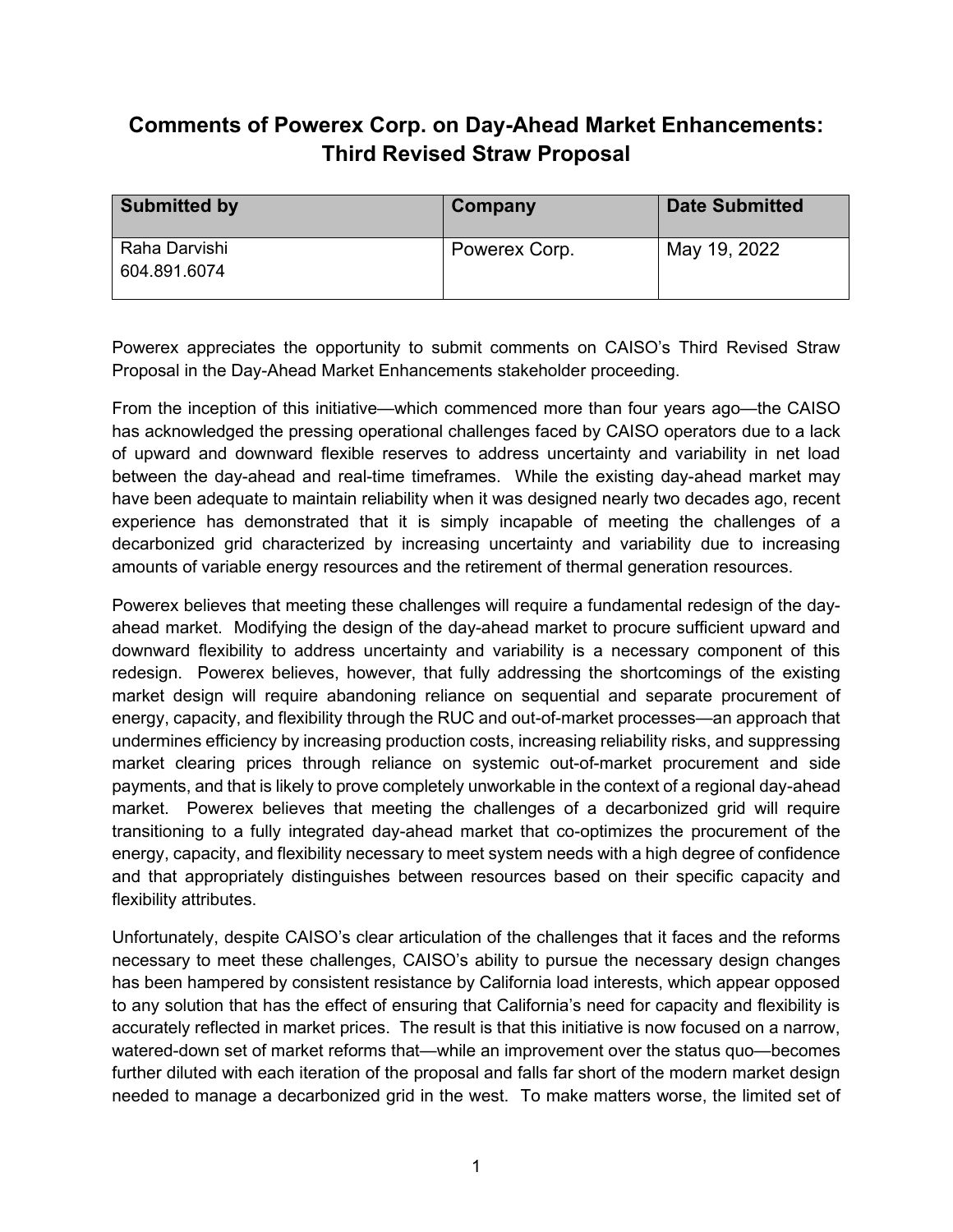# Comments of Powerex Corp. on Day-Ahead Market Enhancements: Third Revised Straw Proposal

| Submitted by | Company | Date Submitted |
| --- | --- | --- |
| Raha Darvishi<br>604.891.6074 | Powerex Corp. | May 19, 2022 |

Powerex appreciates the opportunity to submit comments on CAISO's Third Revised Straw Proposal in the Day-Ahead Market Enhancements stakeholder proceeding.

From the inception of this initiative—which commenced more than four years ago—the CAISO has acknowledged the pressing operational challenges faced by CAISO operators due to a lack of upward and downward flexible reserves to address uncertainty and variability in net load between the day-ahead and real-time timeframes. While the existing day-ahead market may have been adequate to maintain reliability when it was designed nearly two decades ago, recent experience has demonstrated that it is simply incapable of meeting the challenges of a decarbonized grid characterized by increasing uncertainty and variability due to increasing amounts of variable energy resources and the retirement of thermal generation resources.

Powerex believes that meeting these challenges will require a fundamental redesign of the day-ahead market. Modifying the design of the day-ahead market to procure sufficient upward and downward flexibility to address uncertainty and variability is a necessary component of this redesign. Powerex believes, however, that fully addressing the shortcomings of the existing market design will require abandoning reliance on sequential and separate procurement of energy, capacity, and flexibility through the RUC and out-of-market processes—an approach that undermines efficiency by increasing production costs, increasing reliability risks, and suppressing market clearing prices through reliance on systemic out-of-market procurement and side payments, and that is likely to prove completely unworkable in the context of a regional day-ahead market. Powerex believes that meeting the challenges of a decarbonized grid will require transitioning to a fully integrated day-ahead market that co-optimizes the procurement of the energy, capacity, and flexibility necessary to meet system needs with a high degree of confidence and that appropriately distinguishes between resources based on their specific capacity and flexibility attributes.

Unfortunately, despite CAISO's clear articulation of the challenges that it faces and the reforms necessary to meet these challenges, CAISO's ability to pursue the necessary design changes has been hampered by consistent resistance by California load interests, which appear opposed to any solution that has the effect of ensuring that California's need for capacity and flexibility is accurately reflected in market prices. The result is that this initiative is now focused on a narrow, watered-down set of market reforms that—while an improvement over the status quo—becomes further diluted with each iteration of the proposal and falls far short of the modern market design needed to manage a decarbonized grid in the west. To make matters worse, the limited set of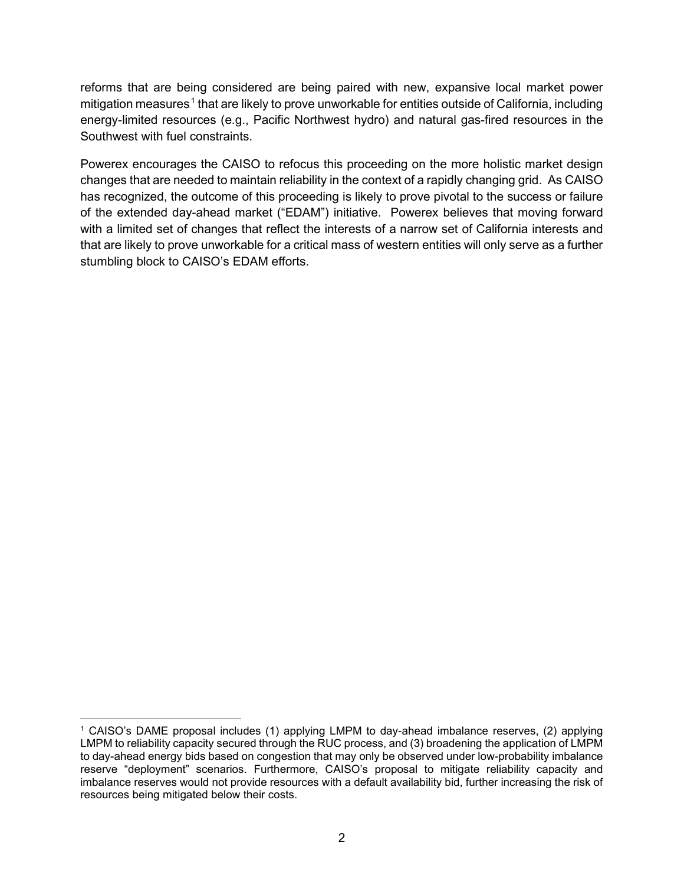reforms that are being considered are being paired with new, expansive local market power mitigation measures[1] that are likely to prove unworkable for entities outside of California, including energy-limited resources (e.g., Pacific Northwest hydro) and natural gas-fired resources in the Southwest with fuel constraints.

Powerex encourages the CAISO to refocus this proceeding on the more holistic market design changes that are needed to maintain reliability in the context of a rapidly changing grid. As CAISO has recognized, the outcome of this proceeding is likely to prove pivotal to the success or failure of the extended day-ahead market ("EDAM") initiative. Powerex believes that moving forward with a limited set of changes that reflect the interests of a narrow set of California interests and that are likely to prove unworkable for a critical mass of western entities will only serve as a further stumbling block to CAISO's EDAM efforts.

[1] CAISO's DAME proposal includes (1) applying LMPM to day-ahead imbalance reserves, (2) applying LMPM to reliability capacity secured through the RUC process, and (3) broadening the application of LMPM to day-ahead energy bids based on congestion that may only be observed under low-probability imbalance reserve "deployment" scenarios. Furthermore, CAISO's proposal to mitigate reliability capacity and imbalance reserves would not provide resources with a default availability bid, further increasing the risk of resources being mitigated below their costs.